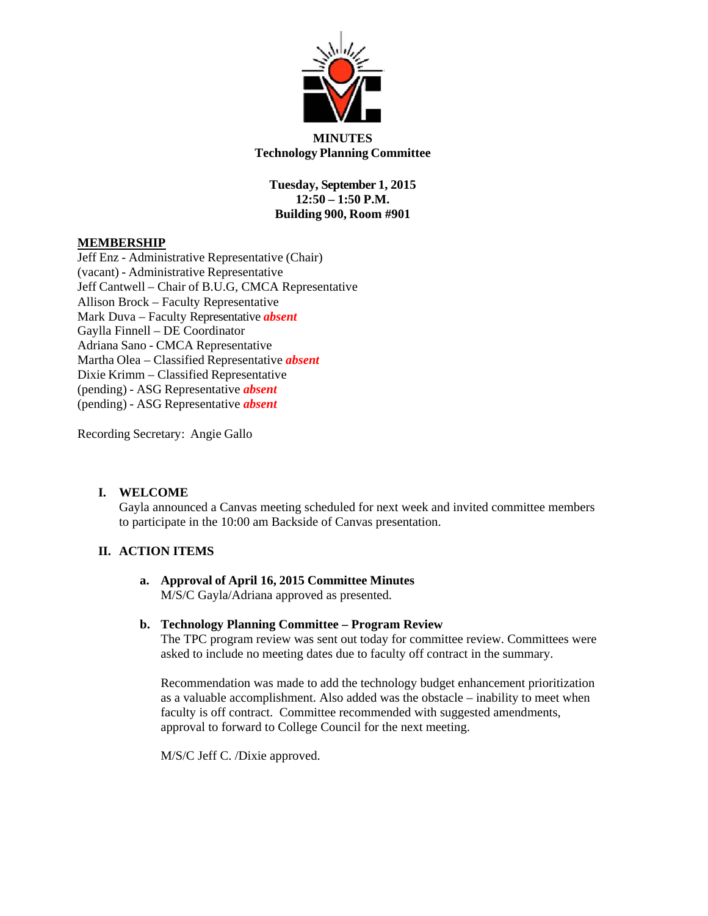**MINUTES**
**Technology Planning Committee**

**Tuesday, September 1, 2015**
**12:50 – 1:50 P.M.**
**Building 900, Room #901**

**MEMBERSHIP**

Jeff Enz - Administrative Representative (Chair)
(vacant) - Administrative Representative
Jeff Cantwell – Chair of B.U.G, CMCA Representative
Allison Brock – Faculty Representative
Mark Duva – Faculty Representative ***absent***
Gaylla Finnell – DE Coordinator
Adriana Sano - CMCA Representative
Martha Olea – Classified Representative ***absent***
Dixie Krimm – Classified Representative
(pending) - ASG Representative ***absent***
(pending) - ASG Representative ***absent***

Recording Secretary: Angie Gallo

## I. WELCOME

Gayla announced a Canvas meeting scheduled for next week and invited committee members to participate in the 10:00 am Backside of Canvas presentation.

## II. ACTION ITEMS

### a. Approval of April 16, 2015 Committee Minutes

M/S/C Gayla/Adriana approved as presented.

### b. Technology Planning Committee – Program Review

The TPC program review was sent out today for committee review. Committees were asked to include no meeting dates due to faculty off contract in the summary.

Recommendation was made to add the technology budget enhancement prioritization as a valuable accomplishment. Also added was the obstacle – inability to meet when faculty is off contract. Committee recommended with suggested amendments, approval to forward to College Council for the next meeting.

M/S/C Jeff C. /Dixie approved.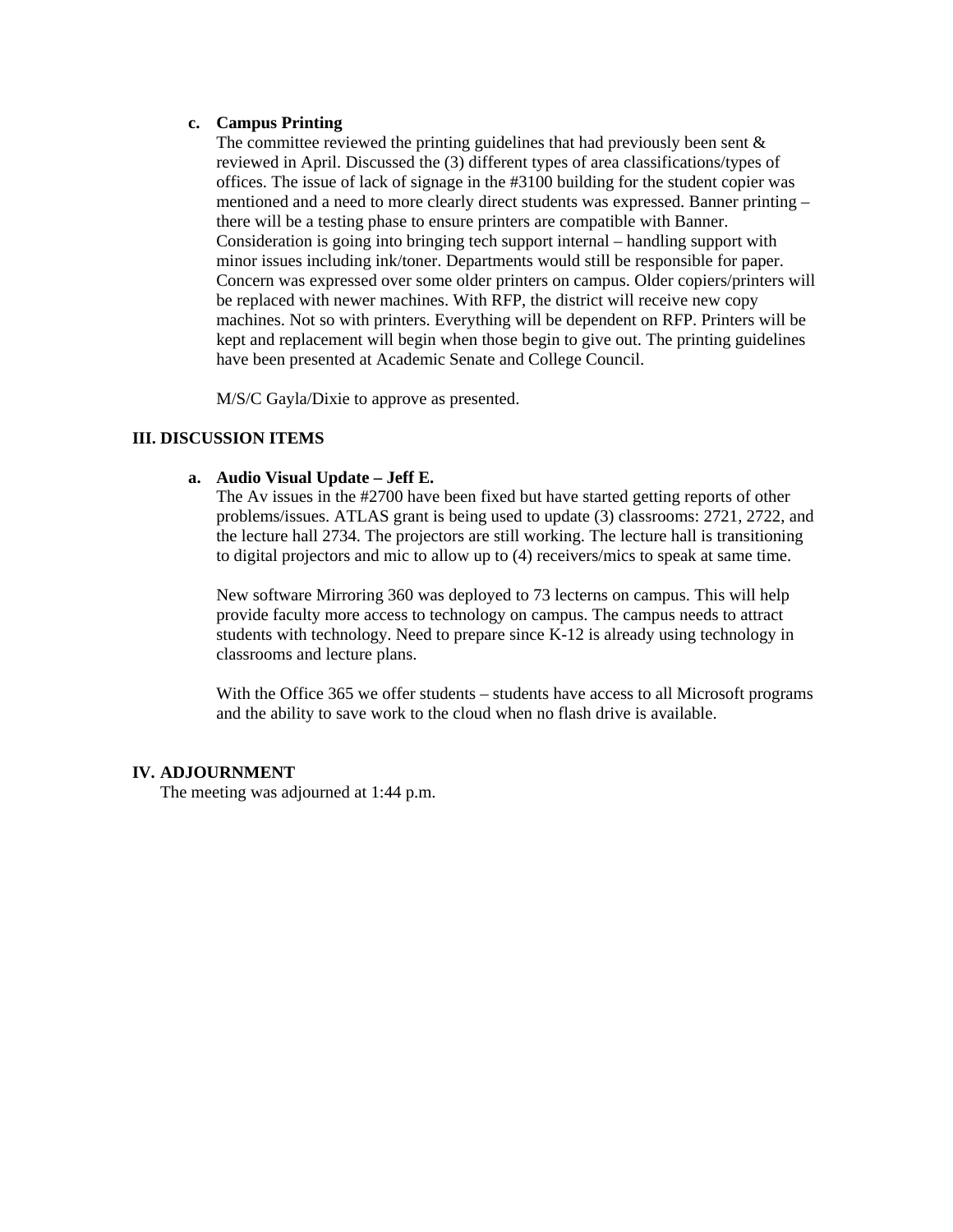c. **Campus Printing**

The committee reviewed the printing guidelines that had previously been sent & reviewed in April. Discussed the (3) different types of area classifications/types of offices. The issue of lack of signage in the #3100 building for the student copier was mentioned and a need to more clearly direct students was expressed. Banner printing – there will be a testing phase to ensure printers are compatible with Banner. Consideration is going into bringing tech support internal – handling support with minor issues including ink/toner. Departments would still be responsible for paper. Concern was expressed over some older printers on campus. Older copiers/printers will be replaced with newer machines. With RFP, the district will receive new copy machines. Not so with printers. Everything will be dependent on RFP. Printers will be kept and replacement will begin when those begin to give out. The printing guidelines have been presented at Academic Senate and College Council.

M/S/C Gayla/Dixie to approve as presented.

**III. DISCUSSION ITEMS**

a. **Audio Visual Update – Jeff E.**

The Av issues in the #2700 have been fixed but have started getting reports of other problems/issues. ATLAS grant is being used to update (3) classrooms: 2721, 2722, and the lecture hall 2734. The projectors are still working. The lecture hall is transitioning to digital projectors and mic to allow up to (4) receivers/mics to speak at same time.

New software Mirroring 360 was deployed to 73 lecterns on campus. This will help provide faculty more access to technology on campus. The campus needs to attract students with technology. Need to prepare since K-12 is already using technology in classrooms and lecture plans.

With the Office 365 we offer students – students have access to all Microsoft programs and the ability to save work to the cloud when no flash drive is available.

**IV. ADJOURNMENT**

The meeting was adjourned at 1:44 p.m.